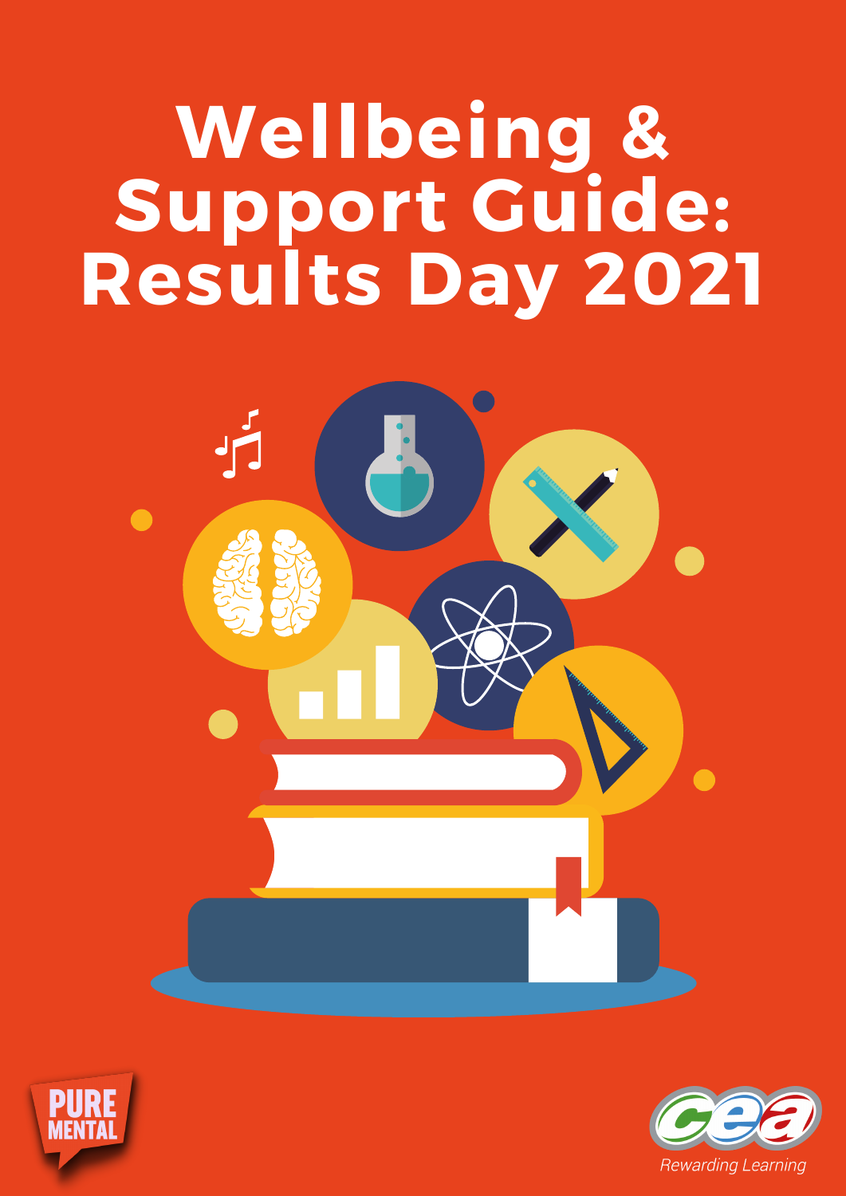# Wellbeing & Support Guide: Results Day 2021

PURE MENTAL

CEA

*Rewarding Learning*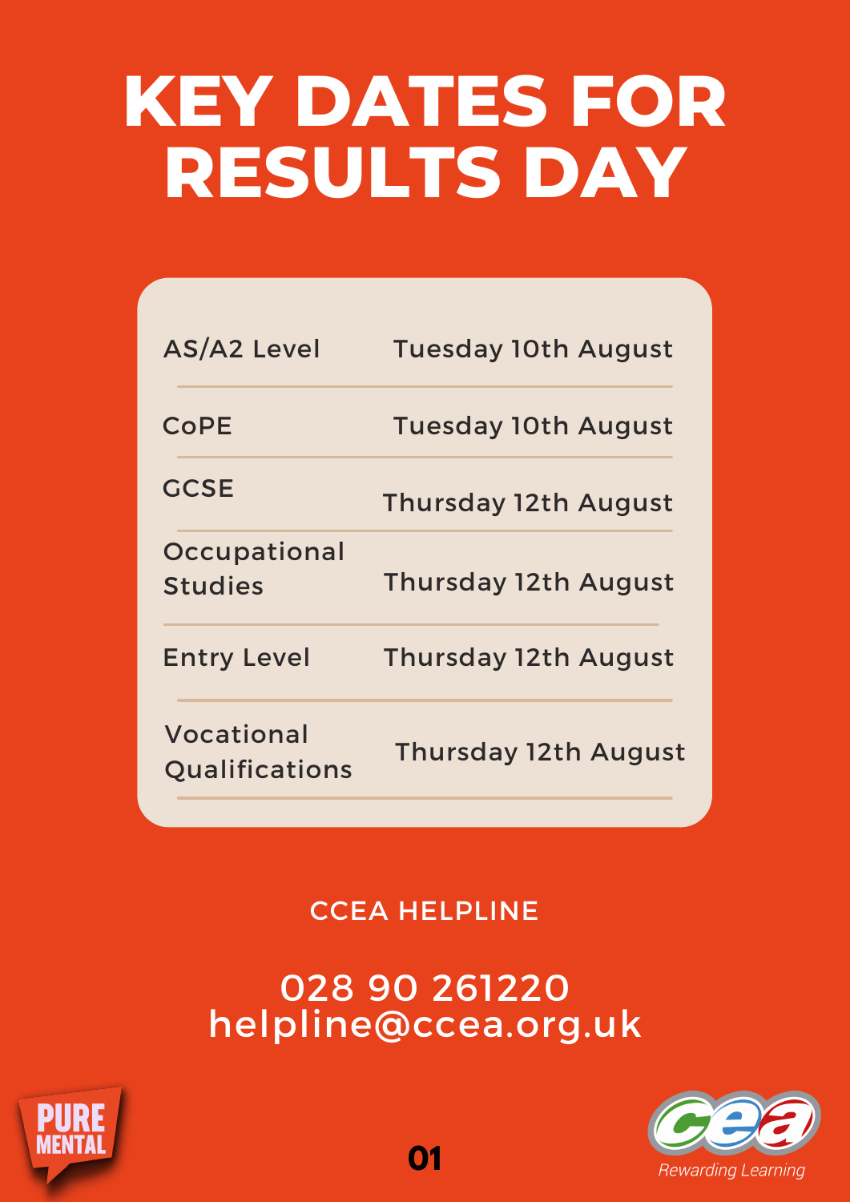# KEY DATES FOR RESULTS DAY

| Qualification | Date |
| --- | --- |
| AS/A2 Level | Tuesday 10th August |
| CoPE | Tuesday 10th August |
| GCSE | Thursday 12th August |
| Occupational Studies | Thursday 12th August |
| Entry Level | Thursday 12th August |
| Vocational Qualifications | Thursday 12th August |

CCEA HELPLINE

028 90 261220
helpline@ccea.org.uk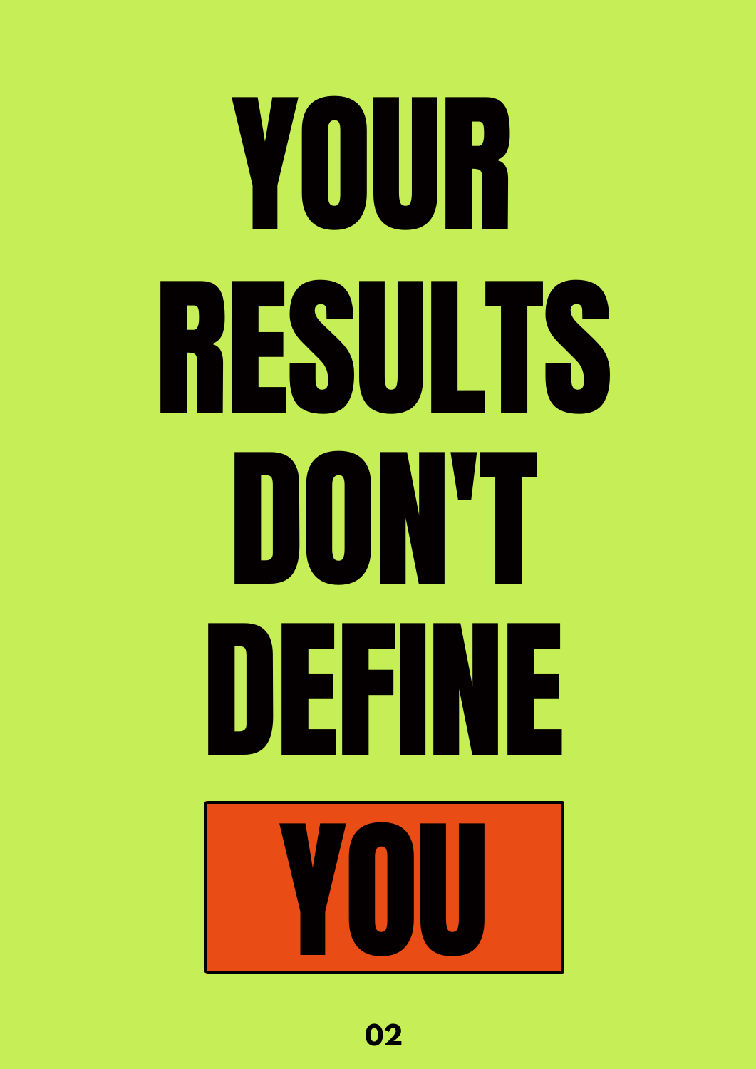# YOUR RESULTS DON'T DEFINE YOU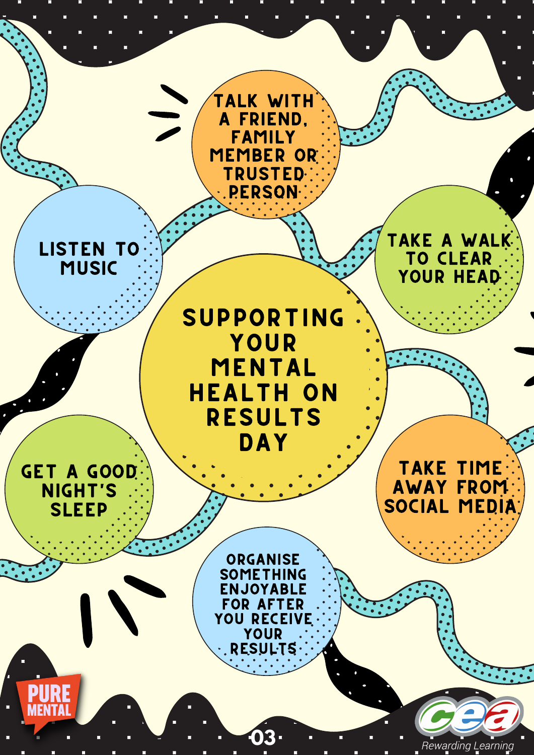# SUPPORTING YOUR MENTAL HEALTH ON RESULTS DAY

- TALK WITH A FRIEND, FAMILY MEMBER OR TRUSTED PERSON
- LISTEN TO MUSIC
- TAKE A WALK TO CLEAR YOUR HEAD
- GET A GOOD NIGHT'S SLEEP
- TAKE TIME AWAY FROM SOCIAL MEDIA
- ORGANISE SOMETHING ENJOYABLE FOR AFTER YOU RECEIVE YOUR RESULTS

PURE MENTAL

cea Rewarding Learning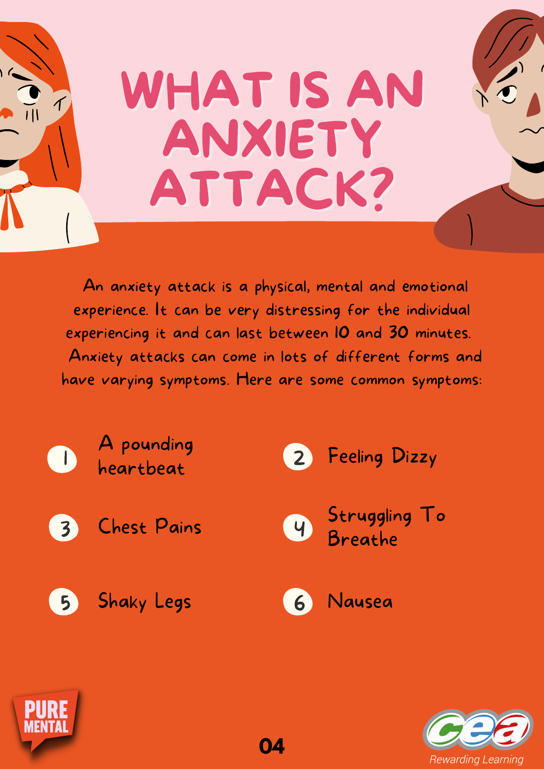# WHAT IS AN ANXIETY ATTACK?

An anxiety attack is a physical, mental and emotional experience. It can be very distressing for the individual experiencing it and can last between 10 and 30 minutes. Anxiety attacks can come in lots of different forms and have varying symptoms. Here are some common symptoms:

1. A pounding heartbeat
2. Feeling Dizzy
3. Chest Pains
4. Struggling To Breathe
5. Shaky Legs
6. Nausea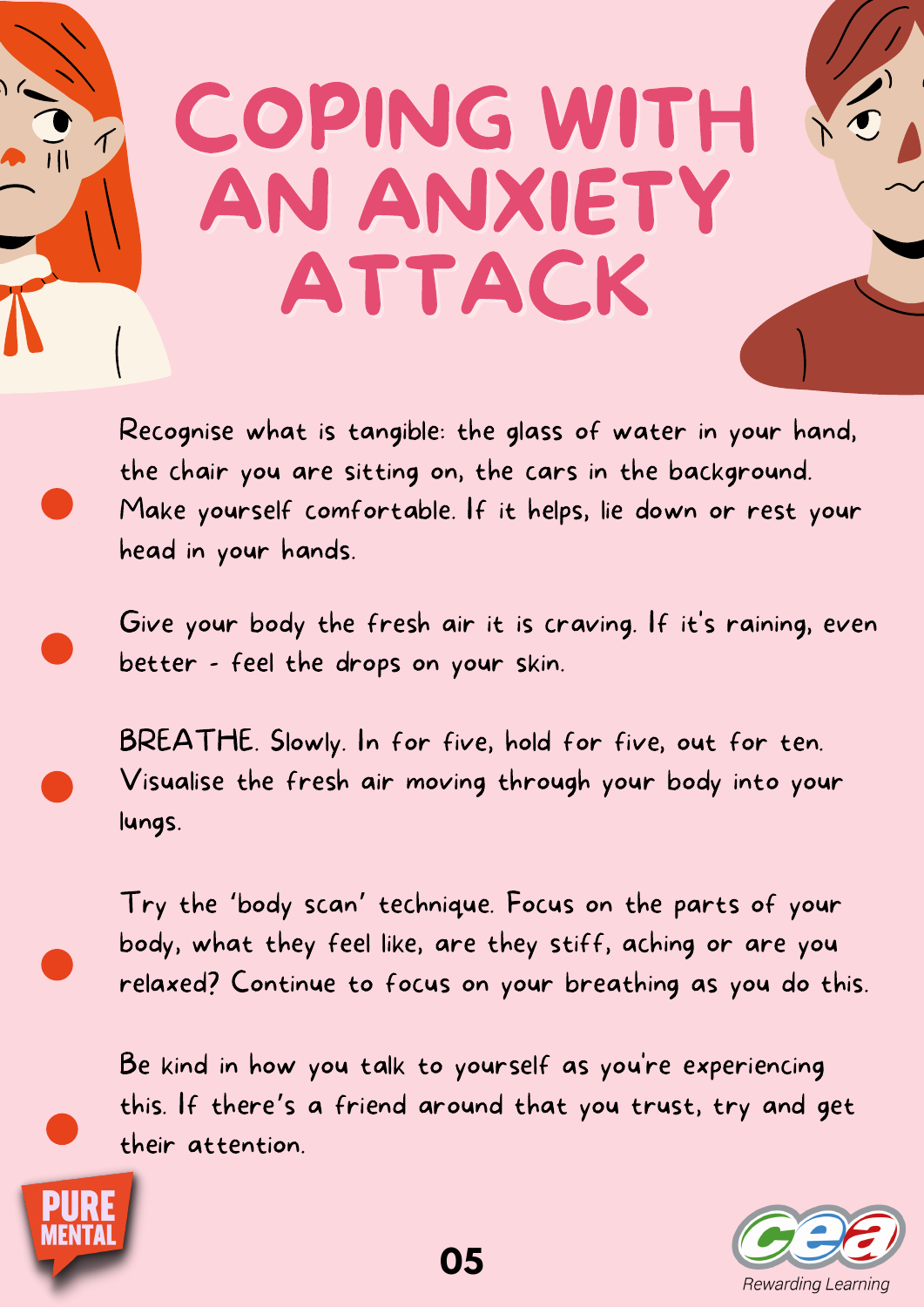# COPING WITH AN ANXIETY ATTACK

- Recognise what is tangible: the glass of water in your hand, the chair you are sitting on, the cars in the background. Make yourself comfortable. If it helps, lie down or rest your head in your hands.

- Give your body the fresh air it is craving. If it's raining, even better - feel the drops on your skin.

- BREATHE. Slowly. In for five, hold for five, out for ten. Visualise the fresh air moving through your body into your lungs.

- Try the 'body scan' technique. Focus on the parts of your body, what they feel like, are they stiff, aching or are you relaxed? Continue to focus on your breathing as you do this.

- Be kind in how you talk to yourself as you're experiencing this. If there's a friend around that you trust, try and get their attention.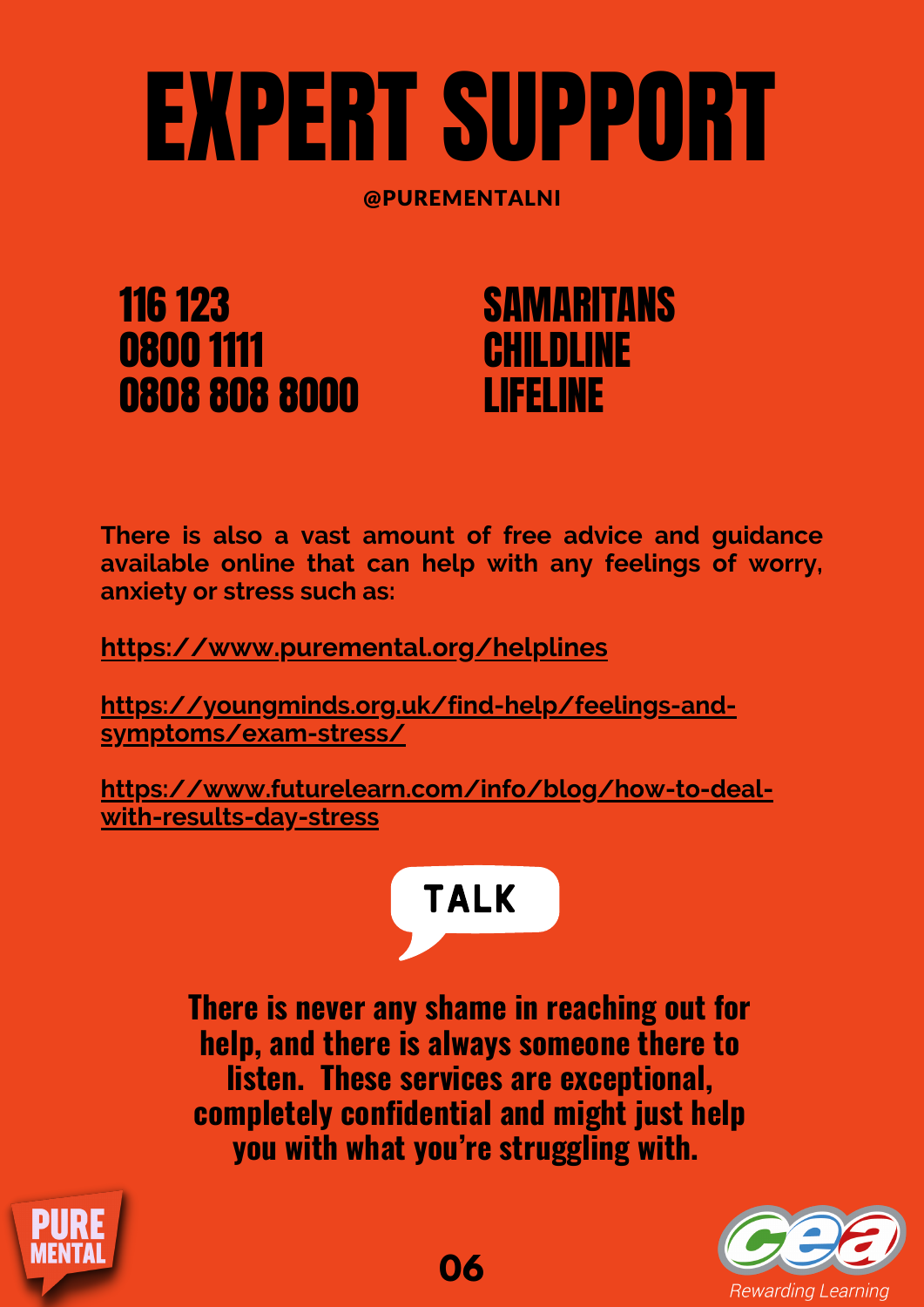# EXPERT SUPPORT

**@PUREMENTALNI**

| | |
|---|---|
| 116 123 | SAMARITANS |
| 0800 1111 | CHILDLINE |
| 0808 808 8000 | LIFELINE |

**There is also a vast amount of free advice and guidance available online that can help with any feelings of worry, anxiety or stress such as:**

**https://www.purementaI.org/helplines**

**https://youngminds.org.uk/find-help/feelings-and-symptoms/exam-stress/**

**https://www.futurelearn.com/info/blog/how-to-deal-with-results-day-stress**

**TALK**

**There is never any shame in reaching out for help, and there is always someone there to listen. These services are exceptional, completely confidential and might just help you with what you're struggling with.**

PURE MENTAL

cea Rewarding Learning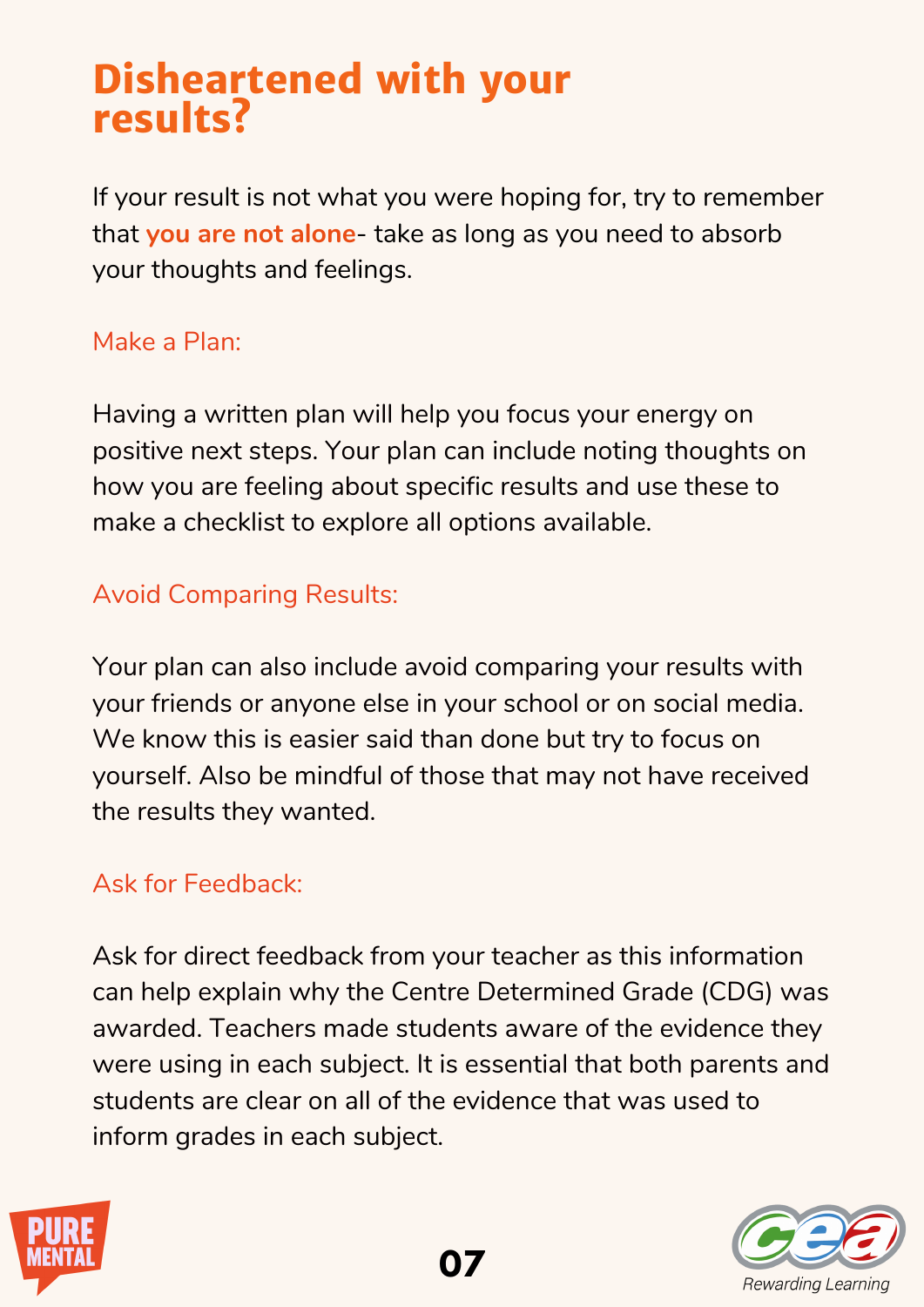# Disheartened with your results?

If your result is not what you were hoping for, try to remember that **you are not alone**- take as long as you need to absorb your thoughts and feelings.

### Make a Plan:

Having a written plan will help you focus your energy on positive next steps. Your plan can include noting thoughts on how you are feeling about specific results and use these to make a checklist to explore all options available.

### Avoid Comparing Results:

Your plan can also include avoid comparing your results with your friends or anyone else in your school or on social media. We know this is easier said than done but try to focus on yourself. Also be mindful of those that may not have received the results they wanted.

### Ask for Feedback:

Ask for direct feedback from your teacher as this information can help explain why the Centre Determined Grade (CDG) was awarded. Teachers made students aware of the evidence they were using in each subject. It is essential that both parents and students are clear on all of the evidence that was used to inform grades in each subject.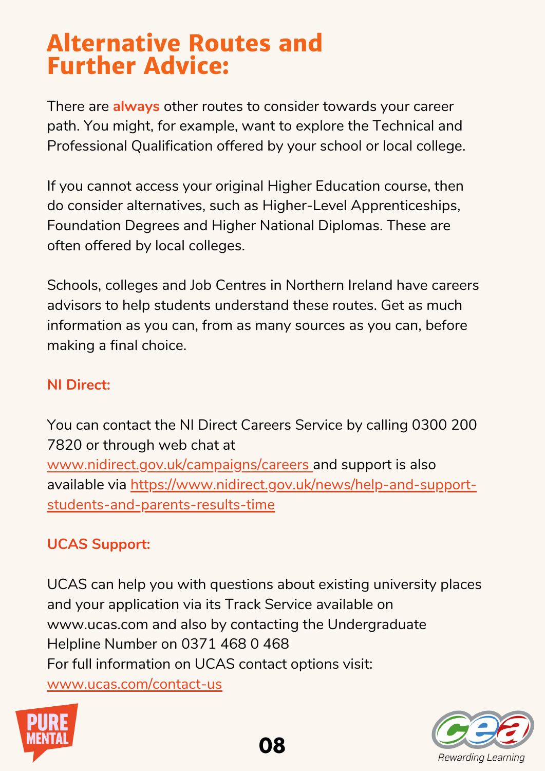# Alternative Routes and Further Advice:

There are **always** other routes to consider towards your career path. You might, for example, want to explore the Technical and Professional Qualification offered by your school or local college.

If you cannot access your original Higher Education course, then do consider alternatives, such as Higher-Level Apprenticeships, Foundation Degrees and Higher National Diplomas. These are often offered by local colleges.

Schools, colleges and Job Centres in Northern Ireland have careers advisors to help students understand these routes. Get as much information as you can, from as many sources as you can, before making a final choice.

### NI Direct:

You can contact the NI Direct Careers Service by calling 0300 200 7820 or through web chat at www.nidirect.gov.uk/campaigns/careers and support is also available via https://www.nidirect.gov.uk/news/help-and-support-students-and-parents-results-time

### UCAS Support:

UCAS can help you with questions about existing university places and your application via its Track Service available on www.ucas.com and also by contacting the Undergraduate Helpline Number on 0371 468 0 468
For full information on UCAS contact options visit: www.ucas.com/contact-us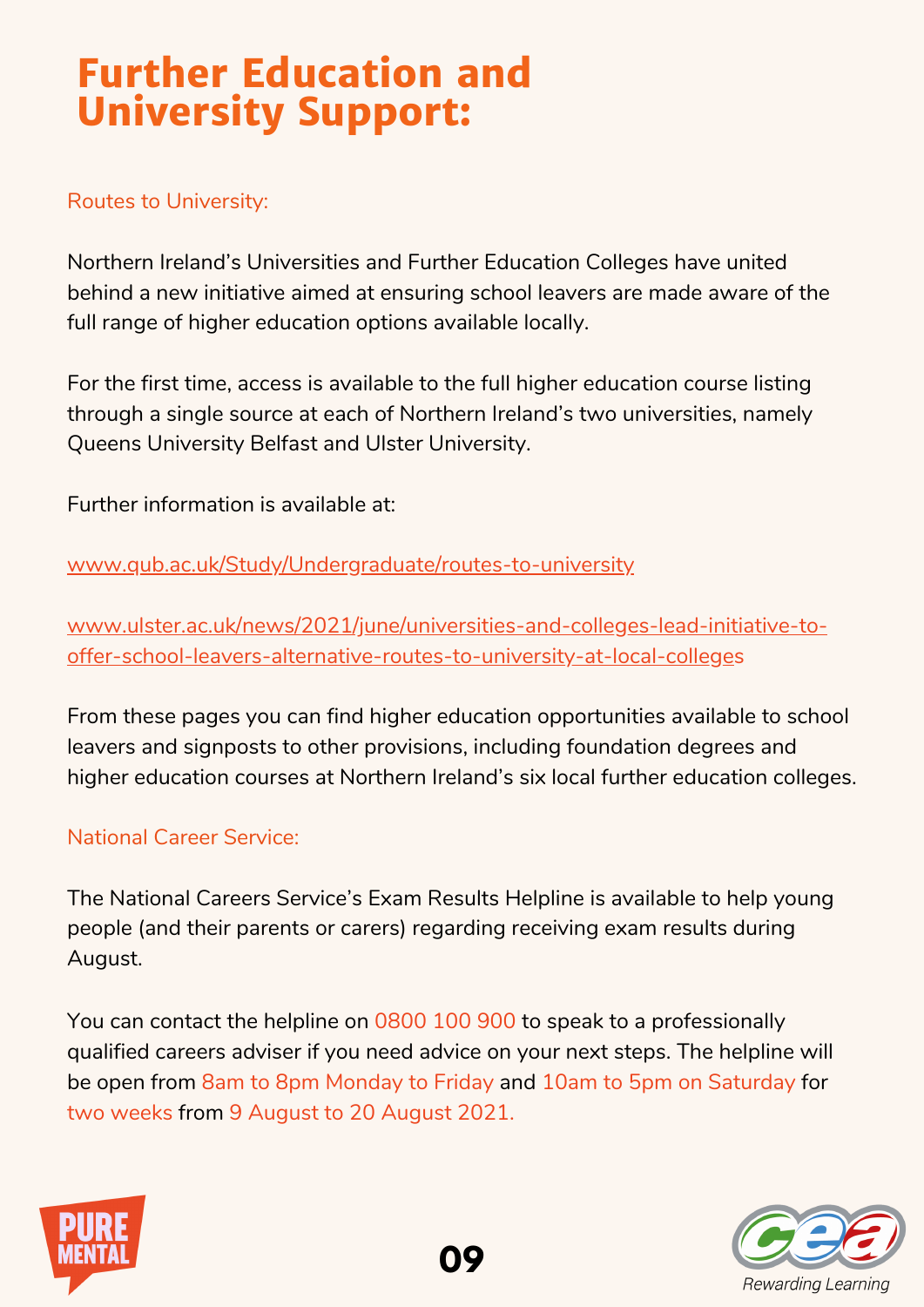# Further Education and University Support:

## Routes to University:

Northern Ireland's Universities and Further Education Colleges have united behind a new initiative aimed at ensuring school leavers are made aware of the full range of higher education options available locally.

For the first time, access is available to the full higher education course listing through a single source at each of Northern Ireland's two universities, namely Queens University Belfast and Ulster University.

Further information is available at:

[www.qub.ac.uk/Study/Undergraduate/routes-to-university](http://www.qub.ac.uk/Study/Undergraduate/routes-to-university)

[www.ulster.ac.uk/news/2021/june/universities-and-colleges-lead-initiative-to-offer-school-leavers-alternative-routes-to-university-at-local-colleges](http://www.ulster.ac.uk/news/2021/june/universities-and-colleges-lead-initiative-to-offer-school-leavers-alternative-routes-to-university-at-local-colleges)

From these pages you can find higher education opportunities available to school leavers and signposts to other provisions, including foundation degrees and higher education courses at Northern Ireland's six local further education colleges.

## National Career Service:

The National Careers Service's Exam Results Helpline is available to help young people (and their parents or carers) regarding receiving exam results during August.

You can contact the helpline on 0800 100 900 to speak to a professionally qualified careers adviser if you need advice on your next steps. The helpline will be open from 8am to 8pm Monday to Friday and 10am to 5pm on Saturday for two weeks from 9 August to 20 August 2021.

PURE MENTAL

cea Rewarding Learning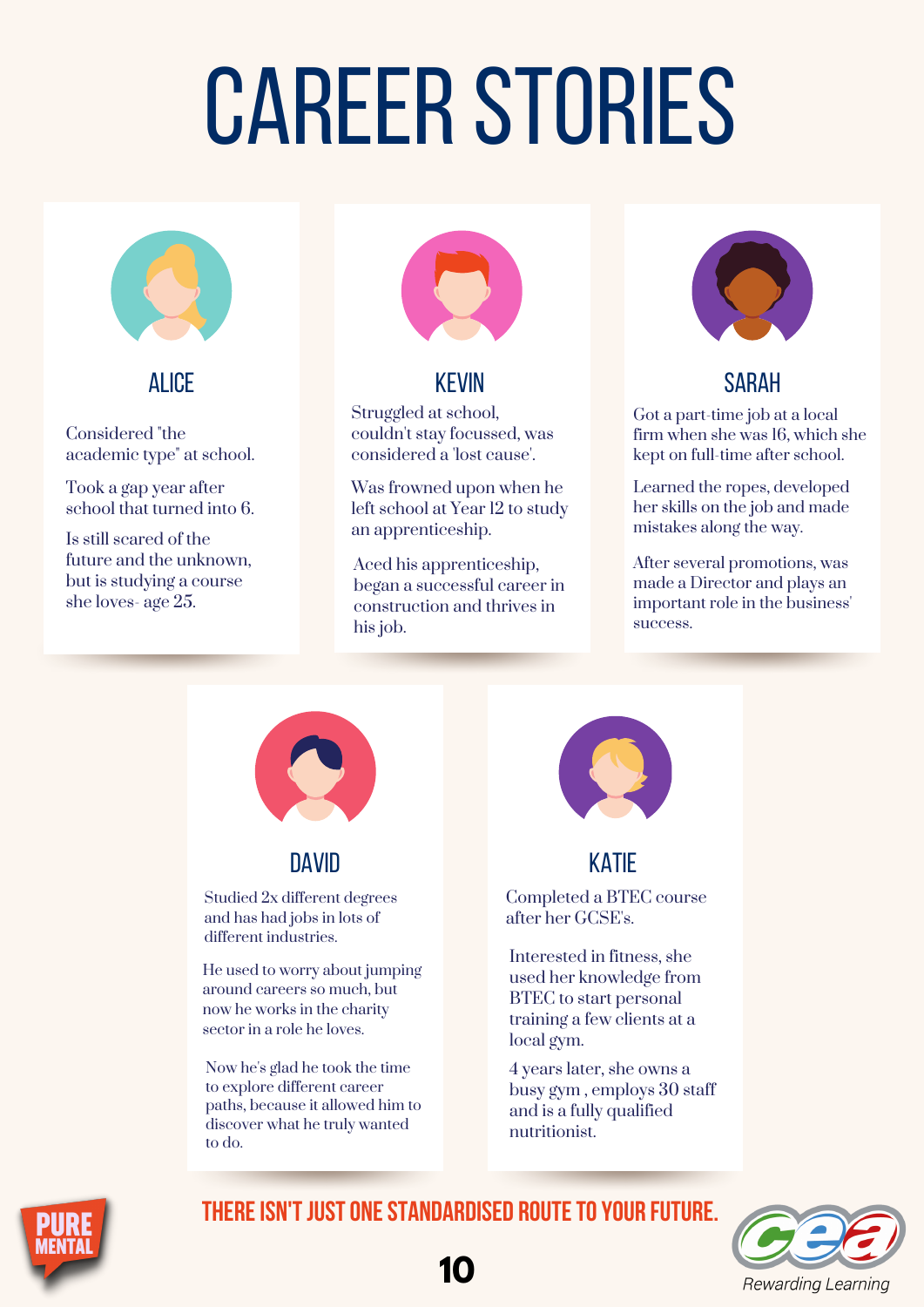# CAREER STORIES

## ALICE

Considered "the academic type" at school.

Took a gap year after school that turned into 6.

Is still scared of the future and the unknown, but is studying a course she loves- age 25.

## KEVIN

Struggled at school, couldn't stay focussed, was considered a 'lost cause'.

Was frowned upon when he left school at Year 12 to study an apprenticeship.

Aced his apprenticeship, began a successful career in construction and thrives in his job.

## SARAH

Got a part-time job at a local firm when she was 16, which she kept on full-time after school.

Learned the ropes, developed her skills on the job and made mistakes along the way.

After several promotions, was made a Director and plays an important role in the business' success.

## DAVID

Studied 2x different degrees and has had jobs in lots of different industries.

He used to worry about jumping around careers so much, but now he works in the charity sector in a role he loves.

Now he's glad he took the time to explore different career paths, because it allowed him to discover what he truly wanted to do.

## KATIE

Completed a BTEC course after her GCSE's.

Interested in fitness, she used her knowledge from BTEC to start personal training a few clients at a local gym.

4 years later, she owns a busy gym , employs 30 staff and is a fully qualified nutritionist.

**THERE ISN'T JUST ONE STANDARDISED ROUTE TO YOUR FUTURE.**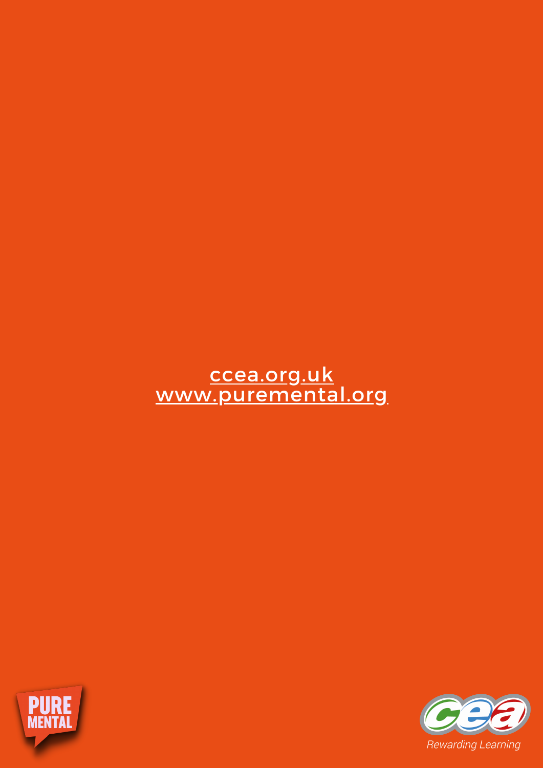ccea.org.uk
www.purementalorg

PURE MENTAL

Rewarding Learning

ccea.org.uk
www.puremental.org

PURE MENTAL

Rewarding Learning